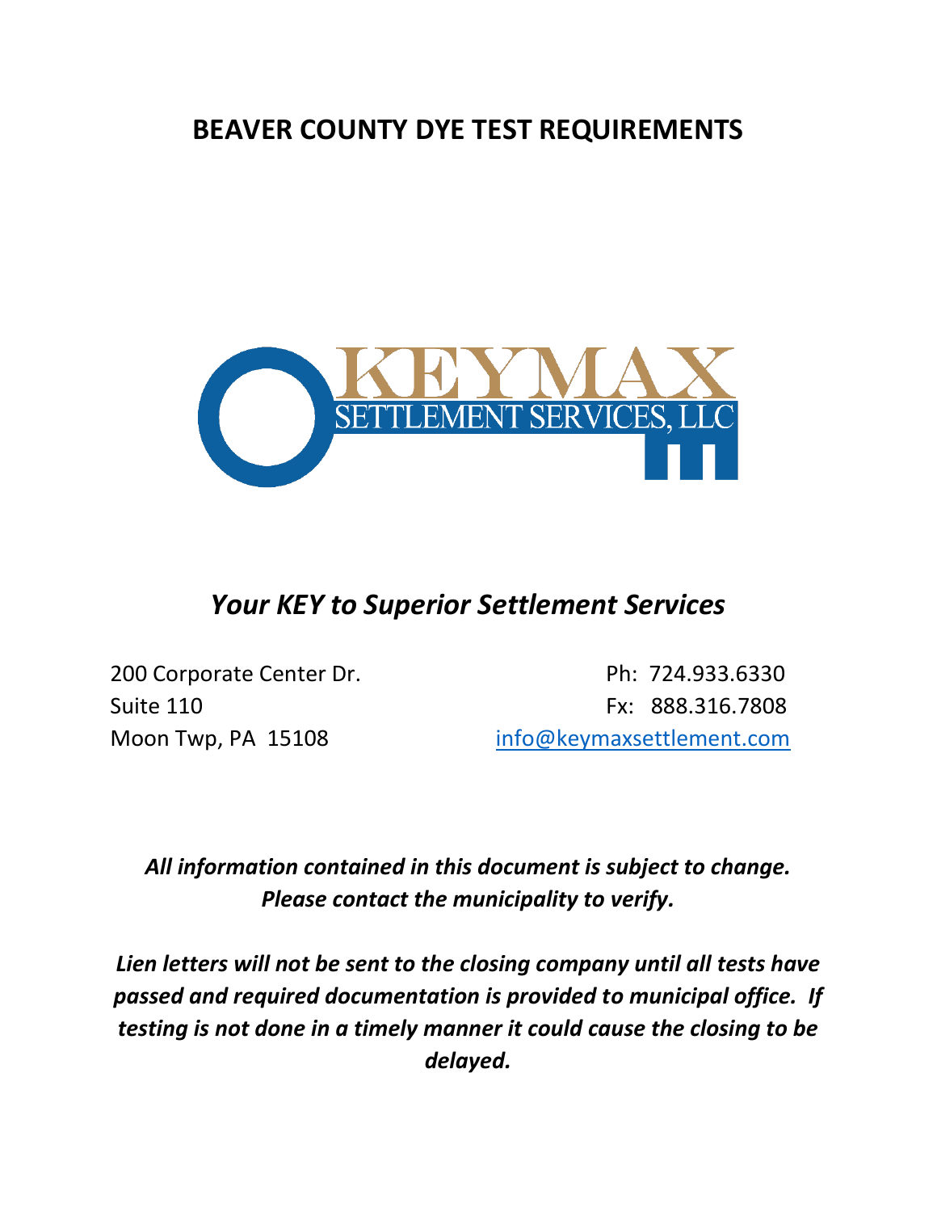# BEAVER COUNTY DYE TEST REQUIREMENTS

KEYMAX SETTLEMENT SERVICES, LLC

## *Your KEY to Superior Settlement Services*

200 Corporate Center Dr.
Suite 110
Moon Twp, PA 15108

Ph: 724.933.6330
Fx: 888.316.7808
info@keymaxsettlement.com

***All information contained in this document is subject to change. Please contact the municipality to verify.***

***Lien letters will not be sent to the closing company until all tests have passed and required documentation is provided to municipal office. If testing is not done in a timely manner it could cause the closing to be delayed.***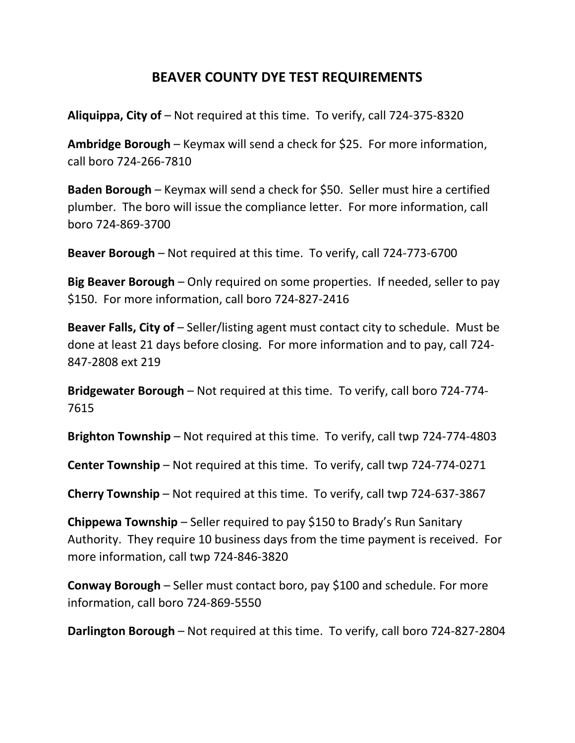# BEAVER COUNTY DYE TEST REQUIREMENTS

**Aliquippa, City of** – Not required at this time. To verify, call 724-375-8320

**Ambridge Borough** – Keymax will send a check for $25. For more information, call boro 724-266-7810

**Baden Borough** – Keymax will send a check for $50. Seller must hire a certified plumber. The boro will issue the compliance letter. For more information, call boro 724-869-3700

**Beaver Borough** – Not required at this time. To verify, call 724-773-6700

**Big Beaver Borough** – Only required on some properties. If needed, seller to pay $150. For more information, call boro 724-827-2416

**Beaver Falls, City of** – Seller/listing agent must contact city to schedule. Must be done at least 21 days before closing. For more information and to pay, call 724-847-2808 ext 219

**Bridgewater Borough** – Not required at this time. To verify, call boro 724-774-7615

**Brighton Township** – Not required at this time. To verify, call twp 724-774-4803

**Center Township** – Not required at this time. To verify, call twp 724-774-0271

**Cherry Township** – Not required at this time. To verify, call twp 724-637-3867

**Chippewa Township** – Seller required to pay $150 to Brady's Run Sanitary Authority. They require 10 business days from the time payment is received. For more information, call twp 724-846-3820

**Conway Borough** – Seller must contact boro, pay $100 and schedule. For more information, call boro 724-869-5550

**Darlington Borough** – Not required at this time. To verify, call boro 724-827-2804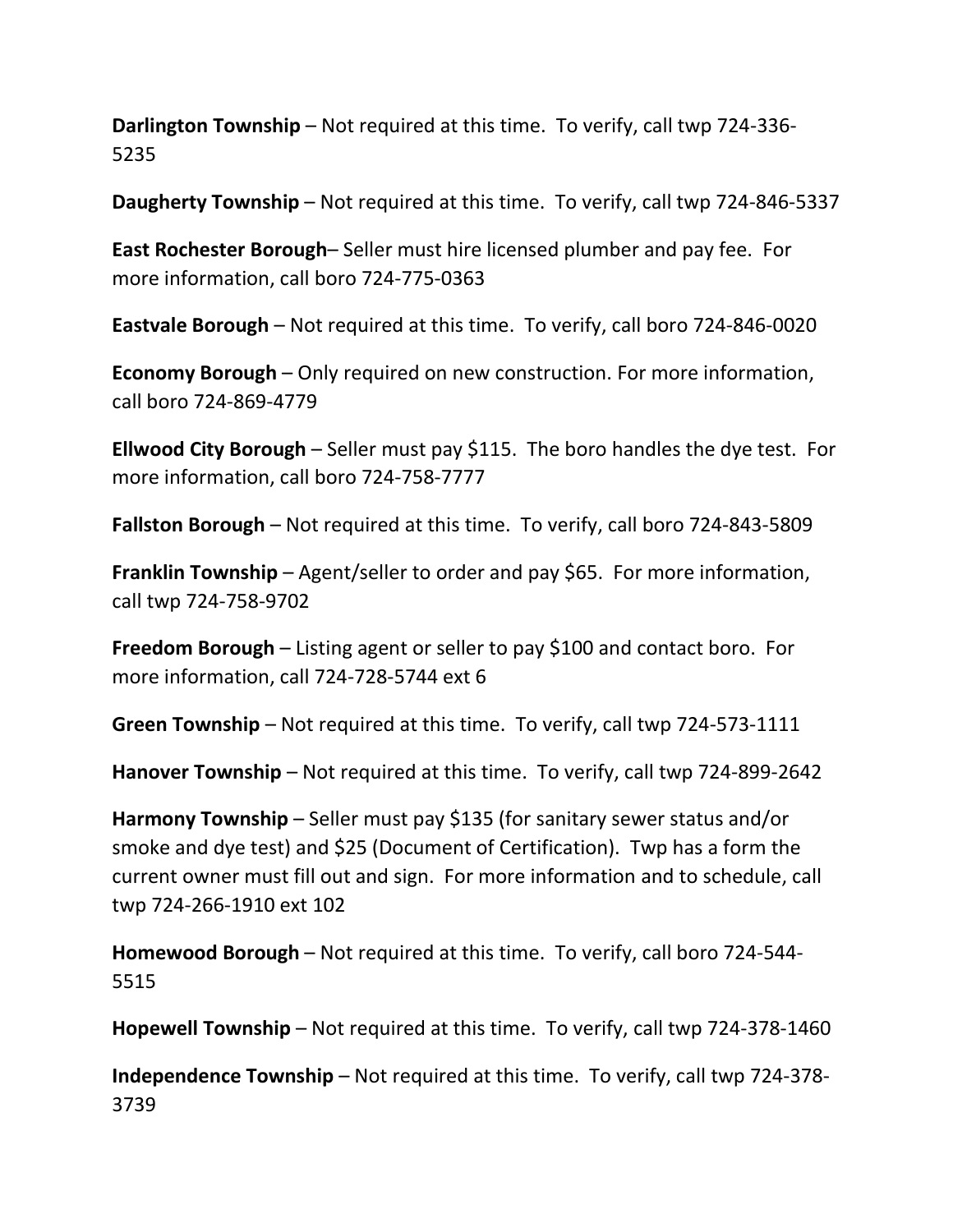**Darlington Township** – Not required at this time. To verify, call twp 724-336-5235

**Daugherty Township** – Not required at this time. To verify, call twp 724-846-5337

**East Rochester Borough**– Seller must hire licensed plumber and pay fee. For more information, call boro 724-775-0363

**Eastvale Borough** – Not required at this time. To verify, call boro 724-846-0020

**Economy Borough** – Only required on new construction. For more information, call boro 724-869-4779

**Ellwood City Borough** – Seller must pay $115. The boro handles the dye test. For more information, call boro 724-758-7777

**Fallston Borough** – Not required at this time. To verify, call boro 724-843-5809

**Franklin Township** – Agent/seller to order and pay $65. For more information, call twp 724-758-9702

**Freedom Borough** – Listing agent or seller to pay $100 and contact boro. For more information, call 724-728-5744 ext 6

**Green Township** – Not required at this time. To verify, call twp 724-573-1111

**Hanover Township** – Not required at this time. To verify, call twp 724-899-2642

**Harmony Township** – Seller must pay $135 (for sanitary sewer status and/or smoke and dye test) and $25 (Document of Certification). Twp has a form the current owner must fill out and sign. For more information and to schedule, call twp 724-266-1910 ext 102

**Homewood Borough** – Not required at this time. To verify, call boro 724-544-5515

**Hopewell Township** – Not required at this time. To verify, call twp 724-378-1460

**Independence Township** – Not required at this time. To verify, call twp 724-378-3739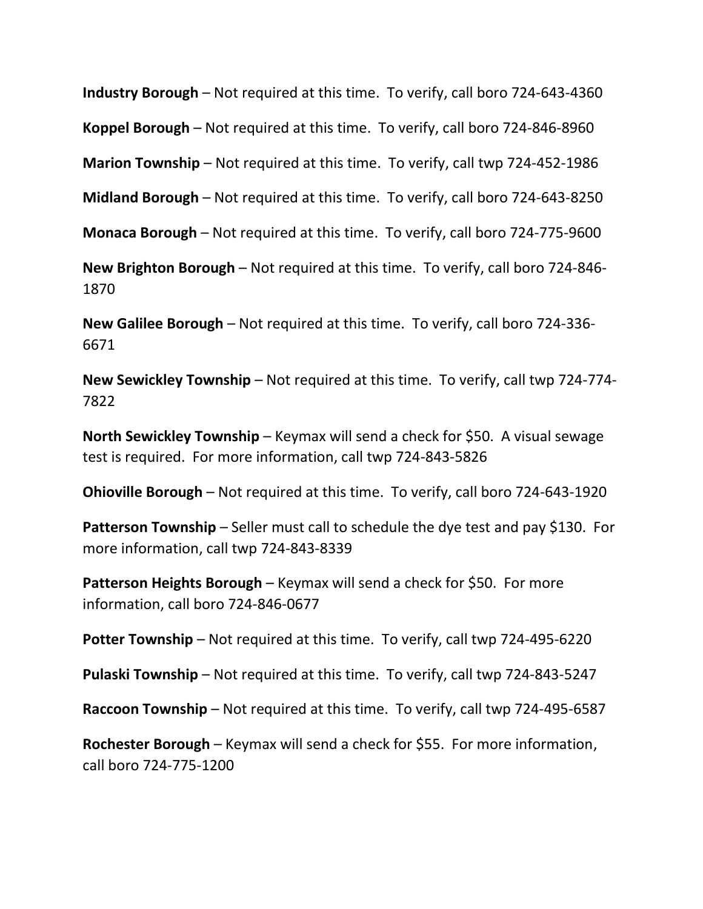**Industry Borough** – Not required at this time. To verify, call boro 724-643-4360

**Koppel Borough** – Not required at this time. To verify, call boro 724-846-8960

**Marion Township** – Not required at this time. To verify, call twp 724-452-1986

**Midland Borough** – Not required at this time. To verify, call boro 724-643-8250

**Monaca Borough** – Not required at this time. To verify, call boro 724-775-9600

**New Brighton Borough** – Not required at this time. To verify, call boro 724-846-1870

**New Galilee Borough** – Not required at this time. To verify, call boro 724-336-6671

**New Sewickley Township** – Not required at this time. To verify, call twp 724-774-7822

**North Sewickley Township** – Keymax will send a check for $50. A visual sewage test is required. For more information, call twp 724-843-5826

**Ohioville Borough** – Not required at this time. To verify, call boro 724-643-1920

**Patterson Township** – Seller must call to schedule the dye test and pay $130. For more information, call twp 724-843-8339

**Patterson Heights Borough** – Keymax will send a check for $50. For more information, call boro 724-846-0677

**Potter Township** – Not required at this time. To verify, call twp 724-495-6220

**Pulaski Township** – Not required at this time. To verify, call twp 724-843-5247

**Raccoon Township** – Not required at this time. To verify, call twp 724-495-6587

**Rochester Borough** – Keymax will send a check for $55. For more information, call boro 724-775-1200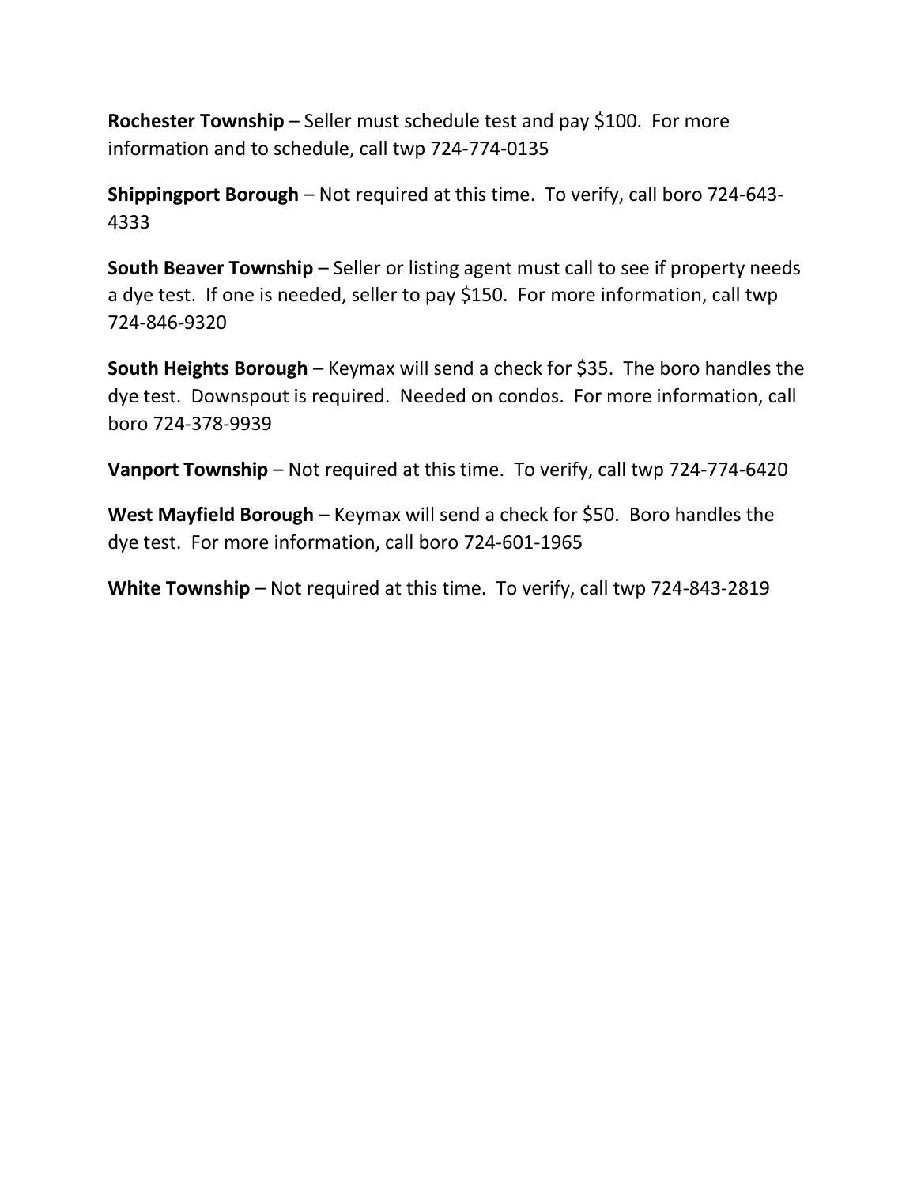**Rochester Township** – Seller must schedule test and pay $100. For more information and to schedule, call twp 724-774-0135

**Shippingport Borough** – Not required at this time. To verify, call boro 724-643-4333

**South Beaver Township** – Seller or listing agent must call to see if property needs a dye test. If one is needed, seller to pay $150. For more information, call twp 724-846-9320

**South Heights Borough** – Keymax will send a check for $35. The boro handles the dye test. Downspout is required. Needed on condos. For more information, call boro 724-378-9939

**Vanport Township** – Not required at this time. To verify, call twp 724-774-6420

**West Mayfield Borough** – Keymax will send a check for $50. Boro handles the dye test. For more information, call boro 724-601-1965

**White Township** – Not required at this time. To verify, call twp 724-843-2819